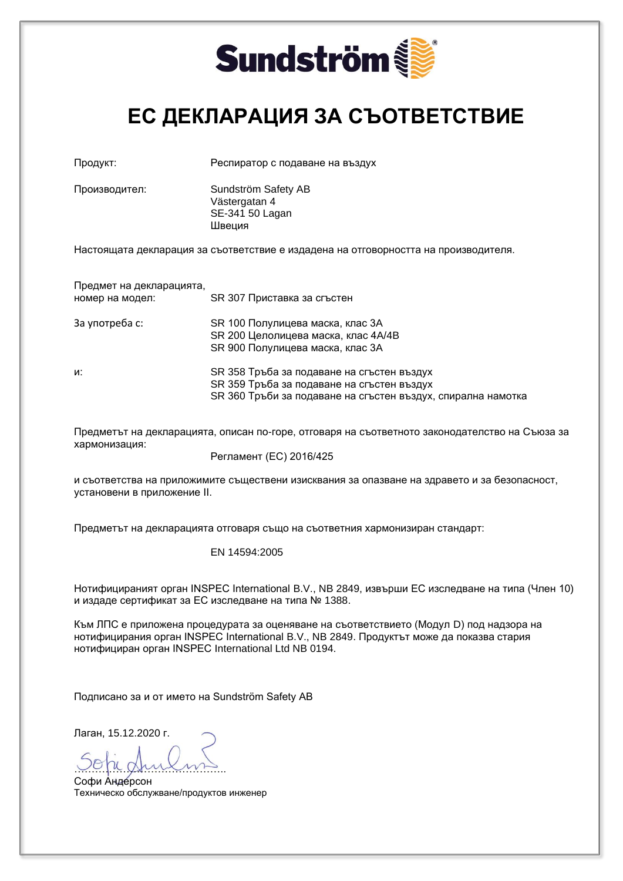Sundström

# ЕС ДЕКЛАРАЦИЯ ЗА СЪОТВЕТСТВИЕ

Продукт: Респиратор с подаване на въздух

Производител: Sundström Safety AB
Västergatan 4
SE-341 50 Lagan
Швеция

Настоящата декларация за съответствие е издадена на отговорността на производителя.

Предмет на декларацията, номер на модел: SR 307 Приставка за сгъстен

За употреба с:
SR 100 Полулицева маска, клас 3A
SR 200 Целолицева маска, клас 4A/4B
SR 900 Полулицева маска, клас 3A

и:
SR 358 Тръба за подаване на сгъстен въздух
SR 359 Тръба за подаване на сгъстен въздух
SR 360 Тръби за подаване на сгъстен въздух, спирална намотка

Предметът на декларацията, описан по-горе, отговаря на съответното законодателство на Съюза за хармонизация:

Регламент (ЕС) 2016/425

и съответства на приложимите съществени изисквания за опазване на здравето и за безопасност, установени в приложение II.

Предметът на декларацията отговаря също на съответния хармонизиран стандарт:

EN 14594:2005

Нотифицираният орган INSPEC International B.V., NB 2849, извърши ЕС изследване на типа (Член 10) и издаде сертификат за ЕС изследване на типа № 1388.

Към ЛПС е приложена процедурата за оценяване на съответствието (Модул D) под надзора на нотифицирания орган INSPEC International B.V., NB 2849. Продуктът може да показва стария нотифициран орган INSPEC International Ltd NB 0194.

Подписано за и от името на Sundström Safety AB

Лаган, 15.12.2020 г.

……………………………………

Софи Андерсон
Техническо обслужване/продуктов инженер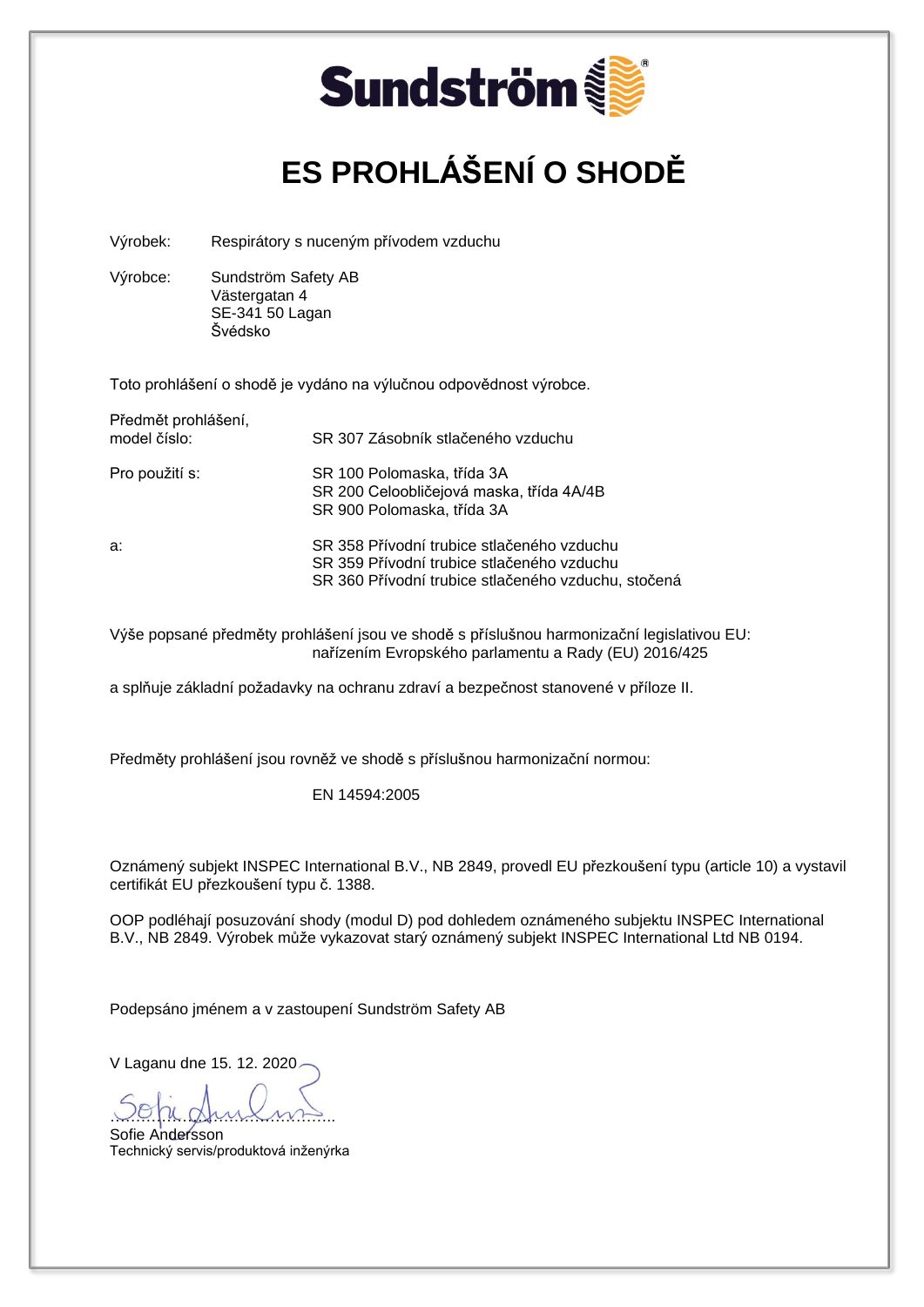Sundström

# ES PROHLÁŠENÍ O SHODĚ

Výrobek: Respirátory s nuceným přívodem vzduchu

Výrobce: Sundström Safety AB
Västergatan 4
SE-341 50 Lagan
Švédsko

Toto prohlášení o shodě je vydáno na výlučnou odpovědnost výrobce.

Předmět prohlášení,
model číslo: SR 307 Zásobník stlačeného vzduchu

Pro použití s: SR 100 Polomaska, třída 3A
SR 200 Celoobličejová maska, třída 4A/4B
SR 900 Polomaska, třída 3A

a: SR 358 Přívodní trubice stlačeného vzduchu
SR 359 Přívodní trubice stlačeného vzduchu
SR 360 Přívodní trubice stlačeného vzduchu, stočená

Výše popsané předměty prohlášení jsou ve shodě s příslušnou harmonizační legislativou EU:
nařízením Evropského parlamentu a Rady (EU) 2016/425

a splňuje základní požadavky na ochranu zdraví a bezpečnost stanovené v příloze II.

Předměty prohlášení jsou rovněž ve shodě s příslušnou harmonizační normou:

EN 14594:2005

Oznámený subjekt INSPEC International B.V., NB 2849, provedl EU přezkoušení typu (article 10) a vystavil certifikát EU přezkoušení typu č. 1388.

OOP podléhají posuzování shody (modul D) pod dohledem oznámeného subjektu INSPEC International B.V., NB 2849. Výrobek může vykazovat starý oznámený subjekt INSPEC International Ltd NB 0194.

Podepsáno jménem a v zastoupení Sundström Safety AB

V Laganu dne 15. 12. 2020

……………………………………..
Sofie Andersson
Technický servis/produktová inženýrka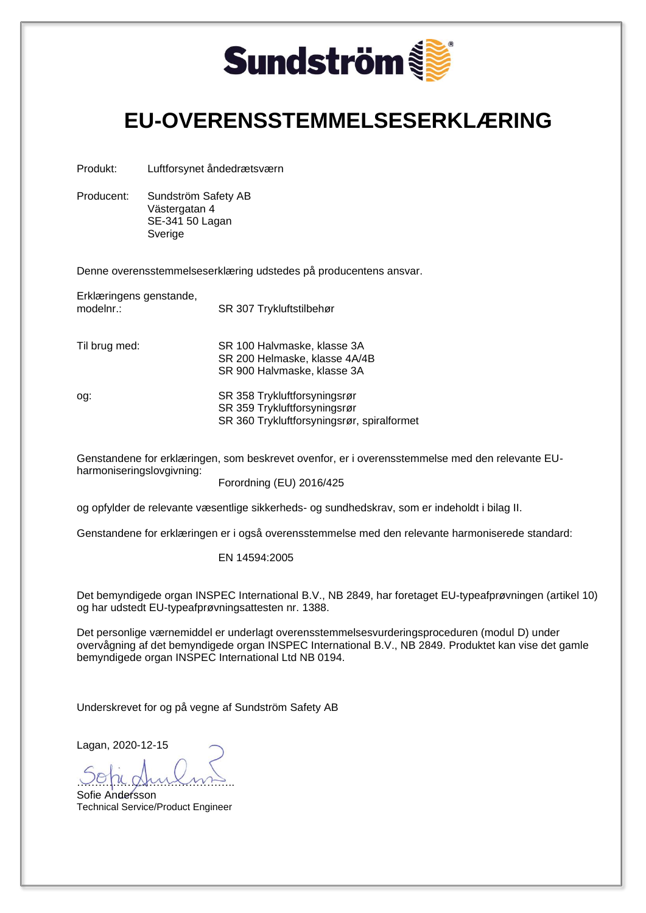Sundström

# EU-OVERENSSTEMMELSESERKLÆRING

Produkt: Luftforsynet åndedrætsværn

Producent: Sundström Safety AB
Västergatan 4
SE-341 50 Lagan
Sverige

Denne overensstemmelseserklæring udstedes på producentens ansvar.

Erklæringens genstande, modelnr.: SR 307 Trykluftstilbehør

Til brug med:
SR 100 Halvmaske, klasse 3A
SR 200 Helmaske, klasse 4A/4B
SR 900 Halvmaske, klasse 3A

og:
SR 358 Trykluftforsyningsrør
SR 359 Trykluftforsyningsrør
SR 360 Trykluftforsyningsrør, spiralformet

Genstandene for erklæringen, som beskrevet ovenfor, er i overensstemmelse med den relevante EU-harmoniseringslovgivning:

Forordning (EU) 2016/425

og opfylder de relevante væsentlige sikkerheds- og sundhedskrav, som er indeholdt i bilag II.

Genstandene for erklæringen er i også overensstemmelse med den relevante harmoniserede standard:

EN 14594:2005

Det bemyndigede organ INSPEC International B.V., NB 2849, har foretaget EU-typeafprøvningen (artikel 10) og har udstedt EU-typeafprøvningsattesten nr. 1388.

Det personlige værnemiddel er underlagt overensstemmelsesvurderingsproceduren (modul D) under overvågning af det bemyndigede organ INSPEC International B.V., NB 2849. Produktet kan vise det gamle bemyndigede organ INSPEC International Ltd NB 0194.

Underskrevet for og på vegne af Sundström Safety AB

Lagan, 2020-12-15

……………………………………..
Sofie Andersson
Technical Service/Product Engineer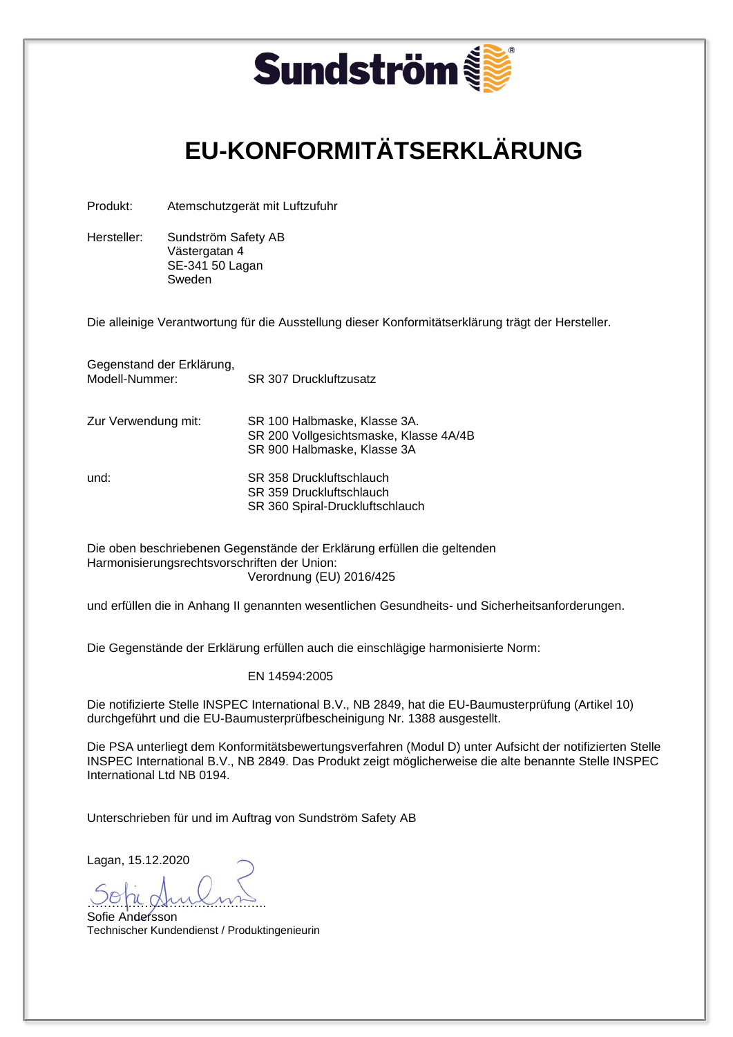Sundström

# EU-KONFORMITÄTSERKLÄRUNG

Produkt: Atemschutzgerät mit Luftzufuhr

Hersteller: Sundström Safety AB
Västergatan 4
SE-341 50 Lagan
Sweden

Die alleinige Verantwortung für die Ausstellung dieser Konformitätserklärung trägt der Hersteller.

Gegenstand der Erklärung,
Modell-Nummer: SR 307 Druckluftzusatz

Zur Verwendung mit:
SR 100 Halbmaske, Klasse 3A.
SR 200 Vollgesichtsmaske, Klasse 4A/4B
SR 900 Halbmaske, Klasse 3A

und:
SR 358 Druckluftschlauch
SR 359 Druckluftschlauch
SR 360 Spiral-Druckluftschlauch

Die oben beschriebenen Gegenstände der Erklärung erfüllen die geltenden Harmonisierungsrechtsvorschriften der Union:
Verordnung (EU) 2016/425

und erfüllen die in Anhang II genannten wesentlichen Gesundheits- und Sicherheitsanforderungen.

Die Gegenstände der Erklärung erfüllen auch die einschlägige harmonisierte Norm:

EN 14594:2005

Die notifizierte Stelle INSPEC International B.V., NB 2849, hat die EU-Baumusterprüfung (Artikel 10) durchgeführt und die EU-Baumusterprüfbescheinigung Nr. 1388 ausgestellt.

Die PSA unterliegt dem Konformitätsbewertungsverfahren (Modul D) unter Aufsicht der notifizierten Stelle INSPEC International B.V., NB 2849. Das Produkt zeigt möglicherweise die alte benannte Stelle INSPEC International Ltd NB 0194.

Unterschrieben für und im Auftrag von Sundström Safety AB

Lagan, 15.12.2020

………………………………………
Sofie Andersson
Technischer Kundendienst / Produktingenieurin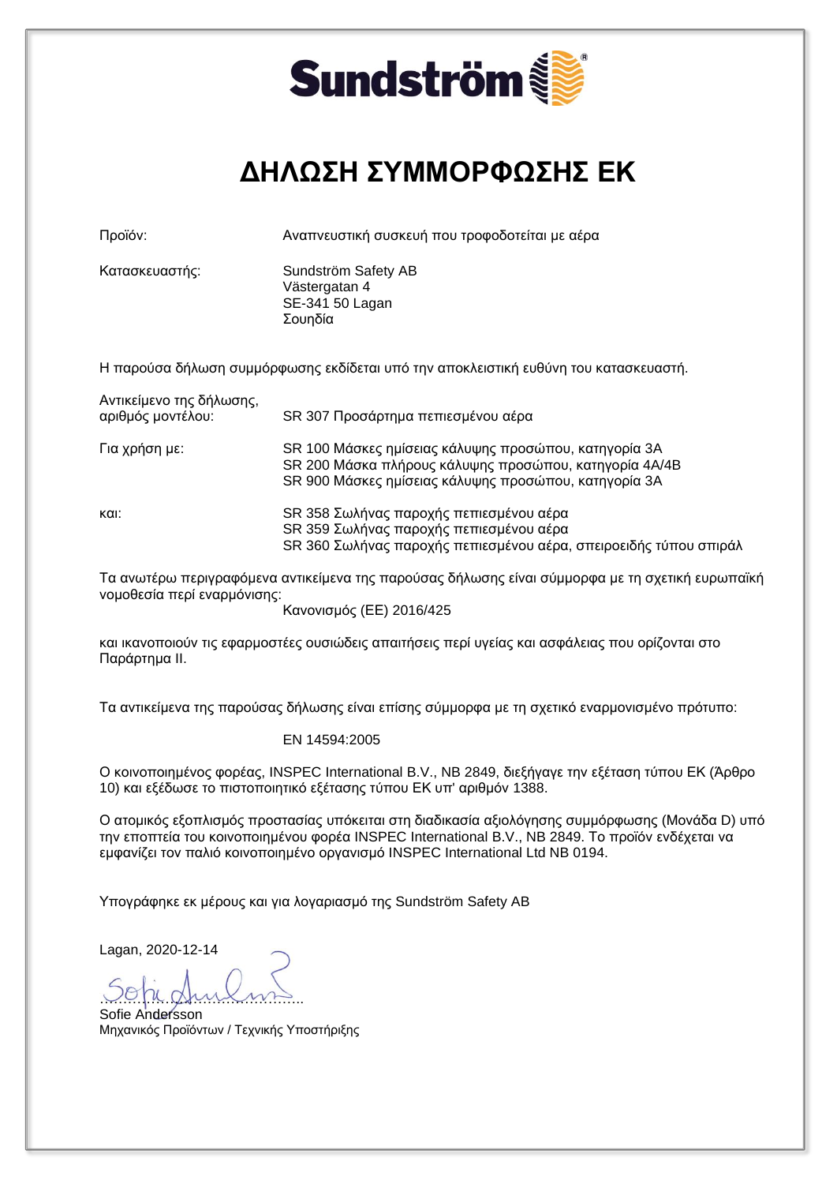Sundström

# ΔΗΛΩΣΗ ΣΥΜΜΟΡΦΩΣΗΣ ΕΚ

| | |
|---|---|
| Προϊόν: | Αναπνευστική συσκευή που τροφοδοτείται με αέρα |
| Κατασκευαστής: | Sundström Safety AB<br>Västergatan 4<br>SE-341 50 Lagan<br>Σουηδία |

Η παρούσα δήλωση συμμόρφωσης εκδίδεται υπό την αποκλειστική ευθύνη του κατασκευαστή.

| | |
|---|---|
| Αντικείμενο της δήλωσης, αριθμός μοντέλου: | SR 307 Προσάρτημα πεπιεσμένου αέρα |
| Για χρήση με: | SR 100 Μάσκες ημίσειας κάλυψης προσώπου, κατηγορία 3A<br>SR 200 Μάσκα πλήρους κάλυψης προσώπου, κατηγορία 4A/4B<br>SR 900 Μάσκες ημίσειας κάλυψης προσώπου, κατηγορία 3A |
| και: | SR 358 Σωλήνας παροχής πεπιεσμένου αέρα<br>SR 359 Σωλήνας παροχής πεπιεσμένου αέρα<br>SR 360 Σωλήνας παροχής πεπιεσμένου αέρα, σπειροειδής τύπου σπιράλ |

Τα ανωτέρω περιγραφόμενα αντικείμενα της παρούσας δήλωσης είναι σύμμορφα με τη σχετική ευρωπαϊκή νομοθεσία περί εναρμόνισης:

Κανονισμός (ΕΕ) 2016/425

και ικανοποιούν τις εφαρμοστέες ουσιώδεις απαιτήσεις περί υγείας και ασφάλειας που ορίζονται στο Παράρτημα II.

Τα αντικείμενα της παρούσας δήλωσης είναι επίσης σύμμορφα με τη σχετικό εναρμονισμένο πρότυπο:

EN 14594:2005

Ο κοινοποιημένος φορέας, INSPEC International B.V., NB 2849, διεξήγαγε την εξέταση τύπου ΕΚ (Άρθρο 10) και εξέδωσε το πιστοποιητικό εξέτασης τύπου ΕΚ υπ' αριθμόν 1388.

Ο ατομικός εξοπλισμός προστασίας υπόκειται στη διαδικασία αξιολόγησης συμμόρφωσης (Μονάδα D) υπό την εποπτεία του κοινοποιημένου φορέα INSPEC International B.V., NB 2849. Το προϊόν ενδέχεται να εμφανίζει τον παλιό κοινοποιημένο οργανισμό INSPEC International Ltd NB 0194.

Υπογράφηκε εκ μέρους και για λογαριασμό της Sundström Safety AB

Lagan, 2020-12-14

……………………………………

Sofie Andersson
Μηχανικός Προϊόντων / Τεχνικής Υποστήριξης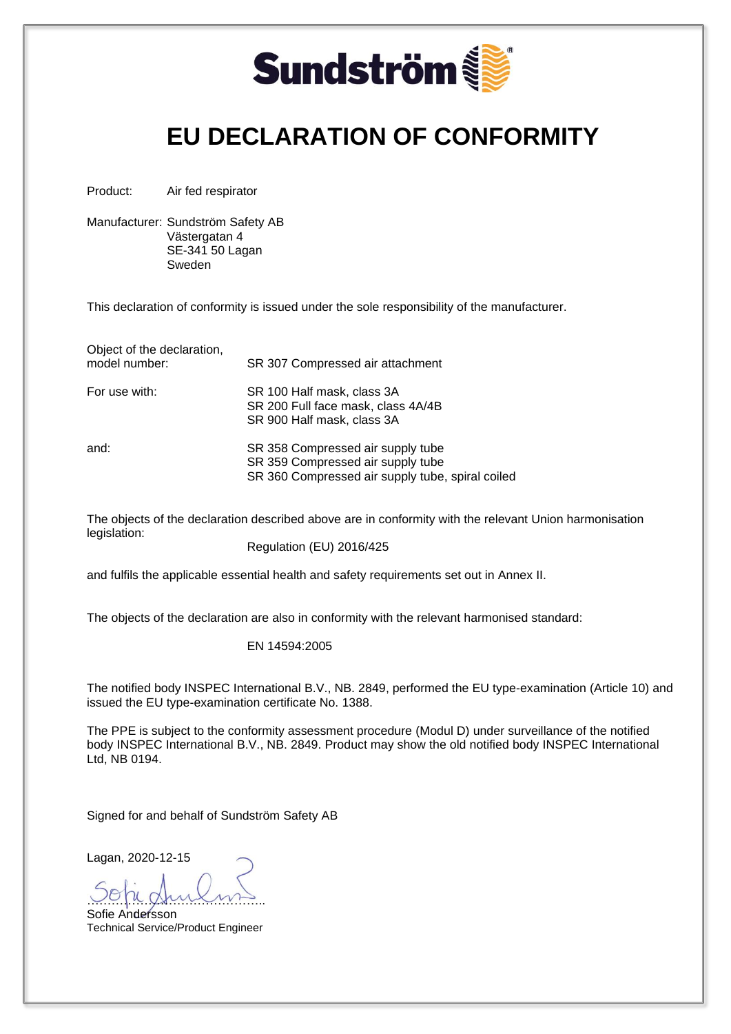**Sundström**

# EU DECLARATION OF CONFORMITY

Product: Air fed respirator

Manufacturer: Sundström Safety AB
Västergatan 4
SE-341 50 Lagan
Sweden

This declaration of conformity is issued under the sole responsibility of the manufacturer.

| | |
|---|---|
| Object of the declaration, model number: | SR 307 Compressed air attachment |
| For use with: | SR 100 Half mask, class 3A<br>SR 200 Full face mask, class 4A/4B<br>SR 900 Half mask, class 3A |
| and: | SR 358 Compressed air supply tube<br>SR 359 Compressed air supply tube<br>SR 360 Compressed air supply tube, spiral coiled |

The objects of the declaration described above are in conformity with the relevant Union harmonisation legislation:

Regulation (EU) 2016/425

and fulfils the applicable essential health and safety requirements set out in Annex II.

The objects of the declaration are also in conformity with the relevant harmonised standard:

EN 14594:2005

The notified body INSPEC International B.V., NB. 2849, performed the EU type-examination (Article 10) and issued the EU type-examination certificate No. 1388.

The PPE is subject to the conformity assessment procedure (Modul D) under surveillance of the notified body INSPEC International B.V., NB. 2849. Product may show the old notified body INSPEC International Ltd, NB 0194.

Signed for and behalf of Sundström Safety AB

Lagan, 2020-12-15

……………………………………..
Sofie Andersson
Technical Service/Product Engineer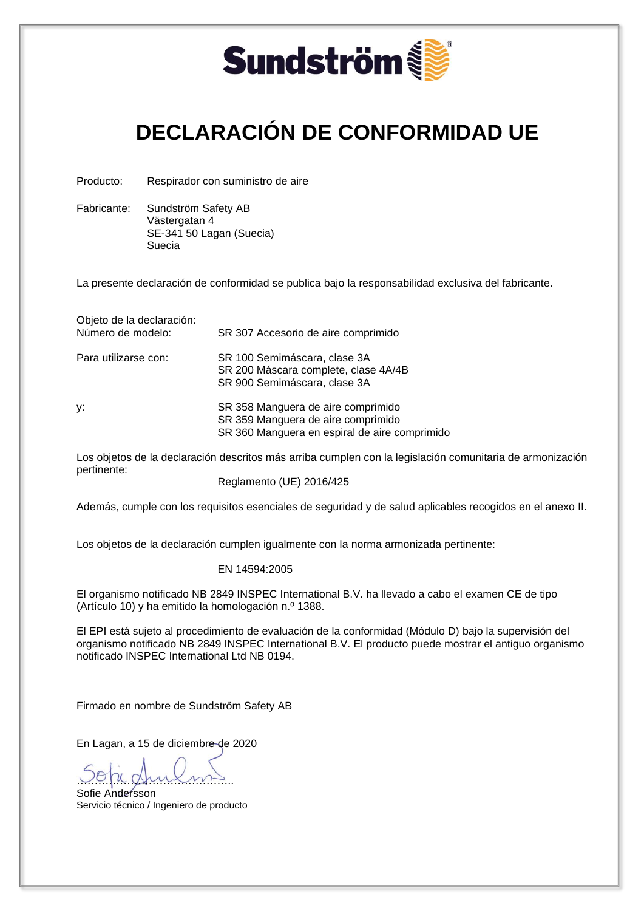Sundström

# DECLARACIÓN DE CONFORMIDAD UE

Producto: Respirador con suministro de aire

Fabricante: Sundström Safety AB
Västergatan 4
SE-341 50 Lagan (Suecia)
Suecia

La presente declaración de conformidad se publica bajo la responsabilidad exclusiva del fabricante.

Objeto de la declaración:
Número de modelo: SR 307 Accesorio de aire comprimido

Para utilizarse con: SR 100 Semimáscara, clase 3A
SR 200 Máscara complete, clase 4A/4B
SR 900 Semimáscara, clase 3A

y: SR 358 Manguera de aire comprimido
SR 359 Manguera de aire comprimido
SR 360 Manguera en espiral de aire comprimido

Los objetos de la declaración descritos más arriba cumplen con la legislación comunitaria de armonización pertinente:

Reglamento (UE) 2016/425

Además, cumple con los requisitos esenciales de seguridad y de salud aplicables recogidos en el anexo II.

Los objetos de la declaración cumplen igualmente con la norma armonizada pertinente:

EN 14594:2005

El organismo notificado NB 2849 INSPEC International B.V. ha llevado a cabo el examen CE de tipo (Artículo 10) y ha emitido la homologación n.º 1388.

El EPI está sujeto al procedimiento de evaluación de la conformidad (Módulo D) bajo la supervisión del organismo notificado NB 2849 INSPEC International B.V. El producto puede mostrar el antiguo organismo notificado INSPEC International Ltd NB 0194.

Firmado en nombre de Sundström Safety AB

En Lagan, a 15 de diciembre de 2020

……………………………………..
Sofie Andersson
Servicio técnico / Ingeniero de producto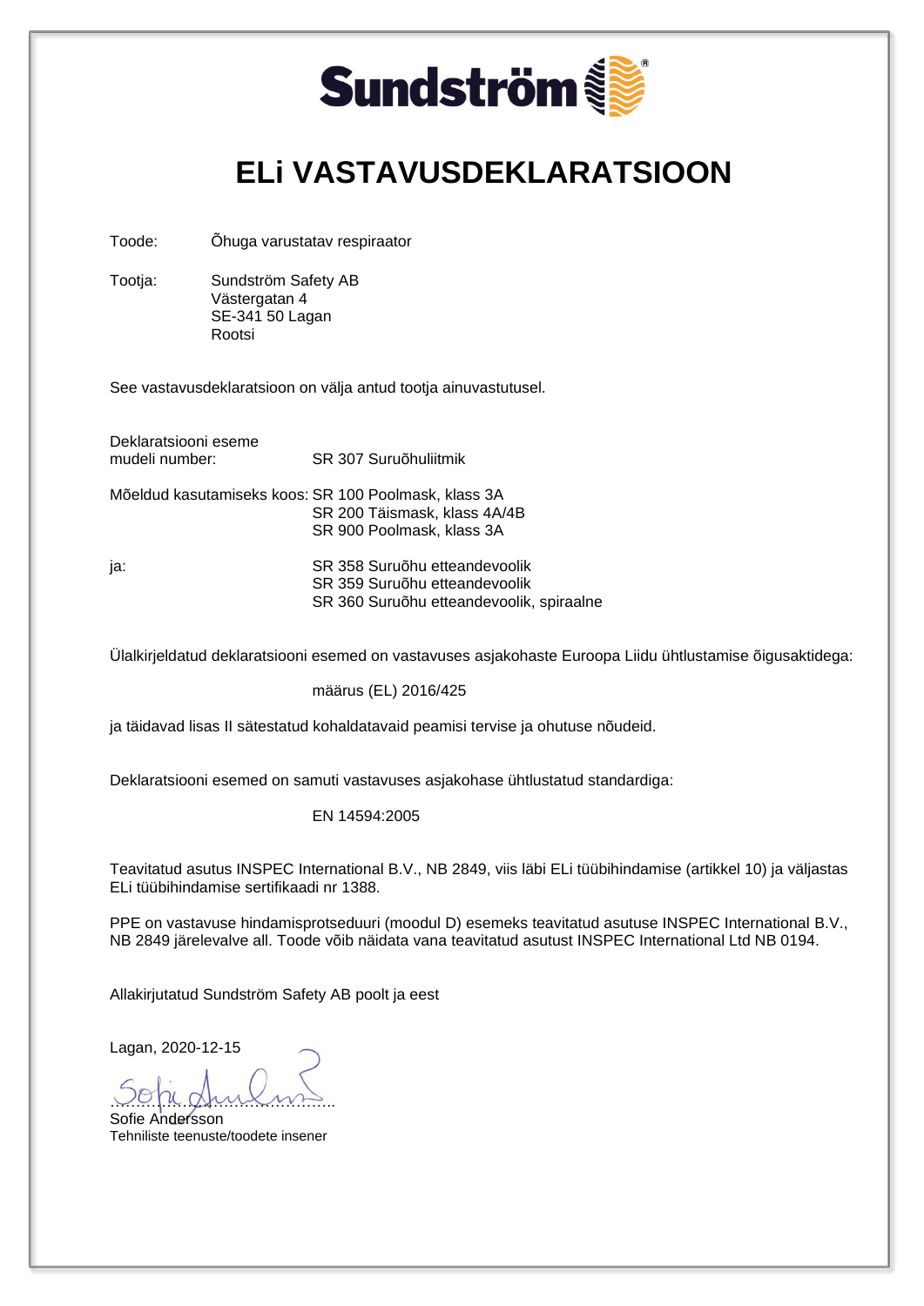Sundström

# ELi VASTAVUSDEKLARATSIOON

Toode: Õhuga varustatav respiraator

Tootja: Sundström Safety AB
Västergatan 4
SE-341 50 Lagan
Rootsi

See vastavusdeklaratsioon on välja antud tootja ainuvastutusel.

Deklaratsiooni eseme mudeli number: SR 307 Suruõhuliitmik

Mõeldud kasutamiseks koos: SR 100 Poolmask, klass 3A
SR 200 Täismask, klass 4A/4B
SR 900 Poolmask, klass 3A

ja: SR 358 Suruõhu etteandevoolik
SR 359 Suruõhu etteandevoolik
SR 360 Suruõhu etteandevoolik, spiraalne

Ülalkirjeldatud deklaratsiooni esemed on vastavuses asjakohaste Euroopa Liidu ühtlustamise õigusaktidega:

määrus (EL) 2016/425

ja täidavad lisas II sätestatud kohaldatavaid peamisi tervise ja ohutuse nõudeid.

Deklaratsiooni esemed on samuti vastavuses asjakohase ühtlustatud standardiga:

EN 14594:2005

Teavitatud asutus INSPEC International B.V., NB 2849, viis läbi ELi tüübihindamise (artikkel 10) ja väljastas ELi tüübihindamise sertifikaadi nr 1388.

PPE on vastavuse hindamisprotseduuri (moodul D) esemeks teavitatud asutuse INSPEC International B.V., NB 2849 järelevalve all. Toode võib näidata vana teavitatud asutust INSPEC International Ltd NB 0194.

Allakirjutatud Sundström Safety AB poolt ja eest

Lagan, 2020-12-15

……………………………………..
Sofie Andersson
Tehniliste teenuste/toodete insener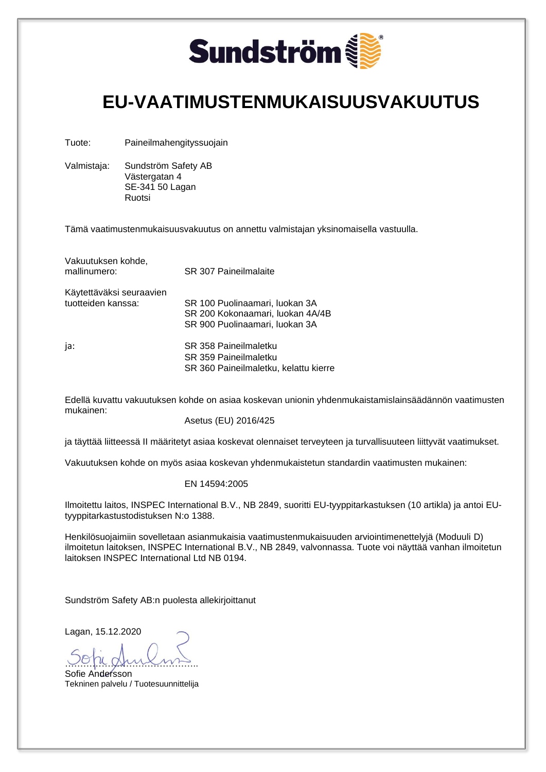Sundström

# EU-VAATIMUSTENMUKAISUUSVAKUUTUS

Tuote: Paineilmahengityssuojain

Valmistaja: Sundström Safety AB
Västergatan 4
SE-341 50 Lagan
Ruotsi

Tämä vaatimustenmukaisuusvakuutus on annettu valmistajan yksinomaisella vastuulla.

Vakuutuksen kohde, mallinumero: SR 307 Paineilmalaite

Käytettäväksi seuraavien tuotteiden kanssa:
SR 100 Puolinaamari, luokan 3A
SR 200 Kokonaamari, luokan 4A/4B
SR 900 Puolinaamari, luokan 3A

ja:
SR 358 Paineilmaletku
SR 359 Paineilmaletku
SR 360 Paineilmaletku, kelattu kierre

Edellä kuvattu vakuutuksen kohde on asiaa koskevan unionin yhdenmukaistamislainsäädännön vaatimusten mukainen:

Asetus (EU) 2016/425

ja täyttää liitteessä II määritetyt asiaa koskevat olennaiset terveyteen ja turvallisuuteen liittyvät vaatimukset.

Vakuutuksen kohde on myös asiaa koskevan yhdenmukaistetun standardin vaatimusten mukainen:

EN 14594:2005

Ilmoitettu laitos, INSPEC International B.V., NB 2849, suoritti EU-tyyppitarkastuksen (10 artikla) ja antoi EU-tyyppitarkastustodistuksen N:o 1388.

Henkilösuojaimiin sovelletaan asianmukaisia vaatimustenmukaisuuden arviointimenettelyjä (Moduuli D) ilmoitetun laitoksen, INSPEC International B.V., NB 2849, valvonnassa. Tuote voi näyttää vanhan ilmoitetun laitoksen INSPEC International Ltd NB 0194.

Sundström Safety AB:n puolesta allekirjoittanut

Lagan, 15.12.2020

……………………………………
Sofie Andersson
Tekninen palvelu / Tuotesuunnittelija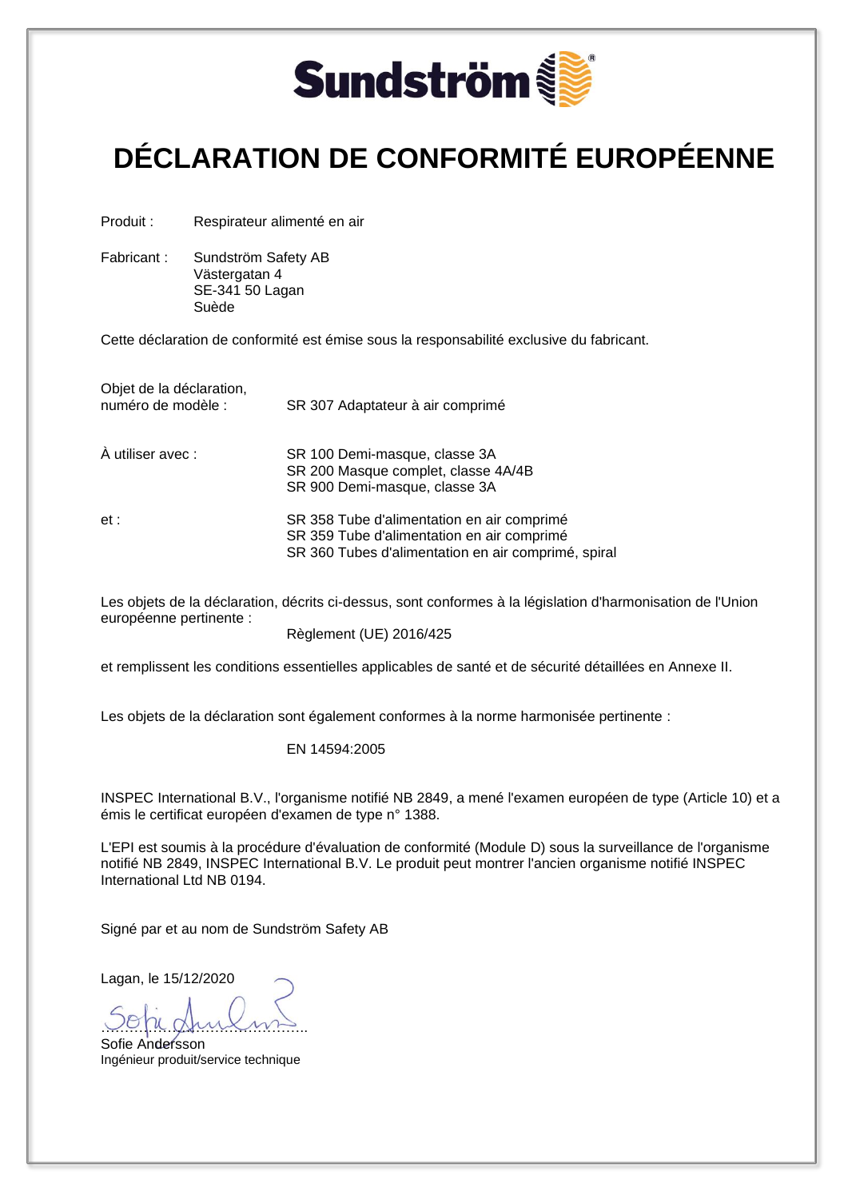Sundström

# DÉCLARATION DE CONFORMITÉ EUROPÉENNE

Produit : Respirateur alimenté en air

Fabricant : Sundström Safety AB
Västergatan 4
SE-341 50 Lagan
Suède

Cette déclaration de conformité est émise sous la responsabilité exclusive du fabricant.

Objet de la déclaration, numéro de modèle : SR 307 Adaptateur à air comprimé

À utiliser avec :
SR 100 Demi-masque, classe 3A
SR 200 Masque complet, classe 4A/4B
SR 900 Demi-masque, classe 3A

et :
SR 358 Tube d'alimentation en air comprimé
SR 359 Tube d'alimentation en air comprimé
SR 360 Tubes d'alimentation en air comprimé, spiral

Les objets de la déclaration, décrits ci-dessus, sont conformes à la législation d'harmonisation de l'Union européenne pertinente :

Règlement (UE) 2016/425

et remplissent les conditions essentielles applicables de santé et de sécurité détaillées en Annexe II.

Les objets de la déclaration sont également conformes à la norme harmonisée pertinente :

EN 14594:2005

INSPEC International B.V., l'organisme notifié NB 2849, a mené l'examen européen de type (Article 10) et a émis le certificat européen d'examen de type n° 1388.

L'EPI est soumis à la procédure d'évaluation de conformité (Module D) sous la surveillance de l'organisme notifié NB 2849, INSPEC International B.V. Le produit peut montrer l'ancien organisme notifié INSPEC International Ltd NB 0194.

Signé par et au nom de Sundström Safety AB

Lagan, le 15/12/2020

……………………………………..
Sofie Andersson
Ingénieur produit/service technique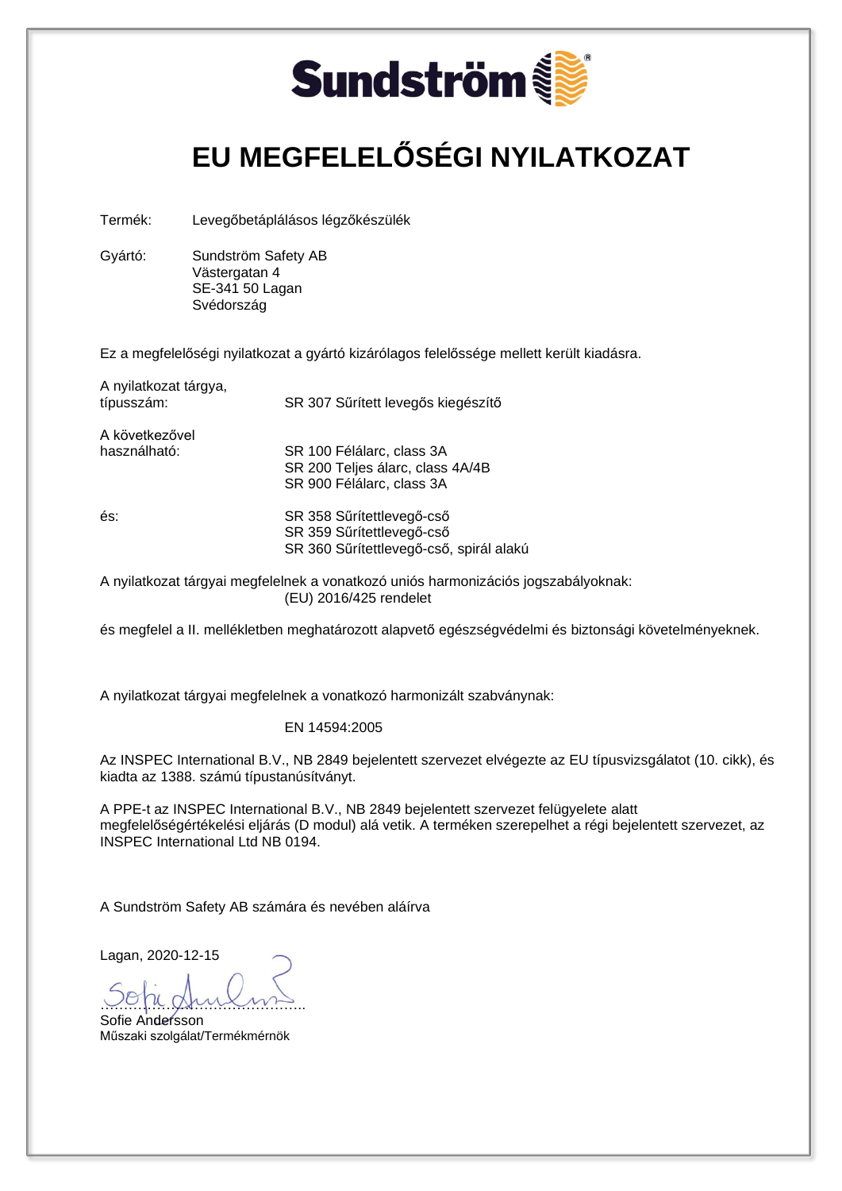Sundström

# EU MEGFELELŐSÉGI NYILATKOZAT

Termék: Levegőbetáplálásos légzőkészülék

Gyártó: Sundström Safety AB
Västergatan 4
SE-341 50 Lagan
Svédország

Ez a megfelelőségi nyilatkozat a gyártó kizárólagos felelőssége mellett került kiadásra.

A nyilatkozat tárgya, típusszám: SR 307 Sűrített levegős kiegészítő

A következővel használható:
SR 100 Félálarc, class 3A
SR 200 Teljes álarc, class 4A/4B
SR 900 Félálarc, class 3A

és:
SR 358 Sűrítettlevegő-cső
SR 359 Sűrítettlevegő-cső
SR 360 Sűrítettlevegő-cső, spirál alakú

A nyilatkozat tárgyai megfelelnek a vonatkozó uniós harmonizációs jogszabályoknak:
(EU) 2016/425 rendelet

és megfelel a II. mellékletben meghatározott alapvető egészségvédelmi és biztonsági követelményeknek.

A nyilatkozat tárgyai megfelelnek a vonatkozó harmonizált szabványnak:

EN 14594:2005

Az INSPEC International B.V., NB 2849 bejelentett szervezet elvégezte az EU típusvizsgálatot (10. cikk), és kiadta az 1388. számú típustanúsítványt.

A PPE-t az INSPEC International B.V., NB 2849 bejelentett szervezet felügyelete alatt megfelelőségértékelési eljárás (D modul) alá vetik. A terméken szerepelhet a régi bejelentett szervezet, az INSPEC International Ltd NB 0194.

A Sundström Safety AB számára és nevében aláírva

Lagan, 2020-12-15

Sofie Andersson
Műszaki szolgálat/Termékmérnök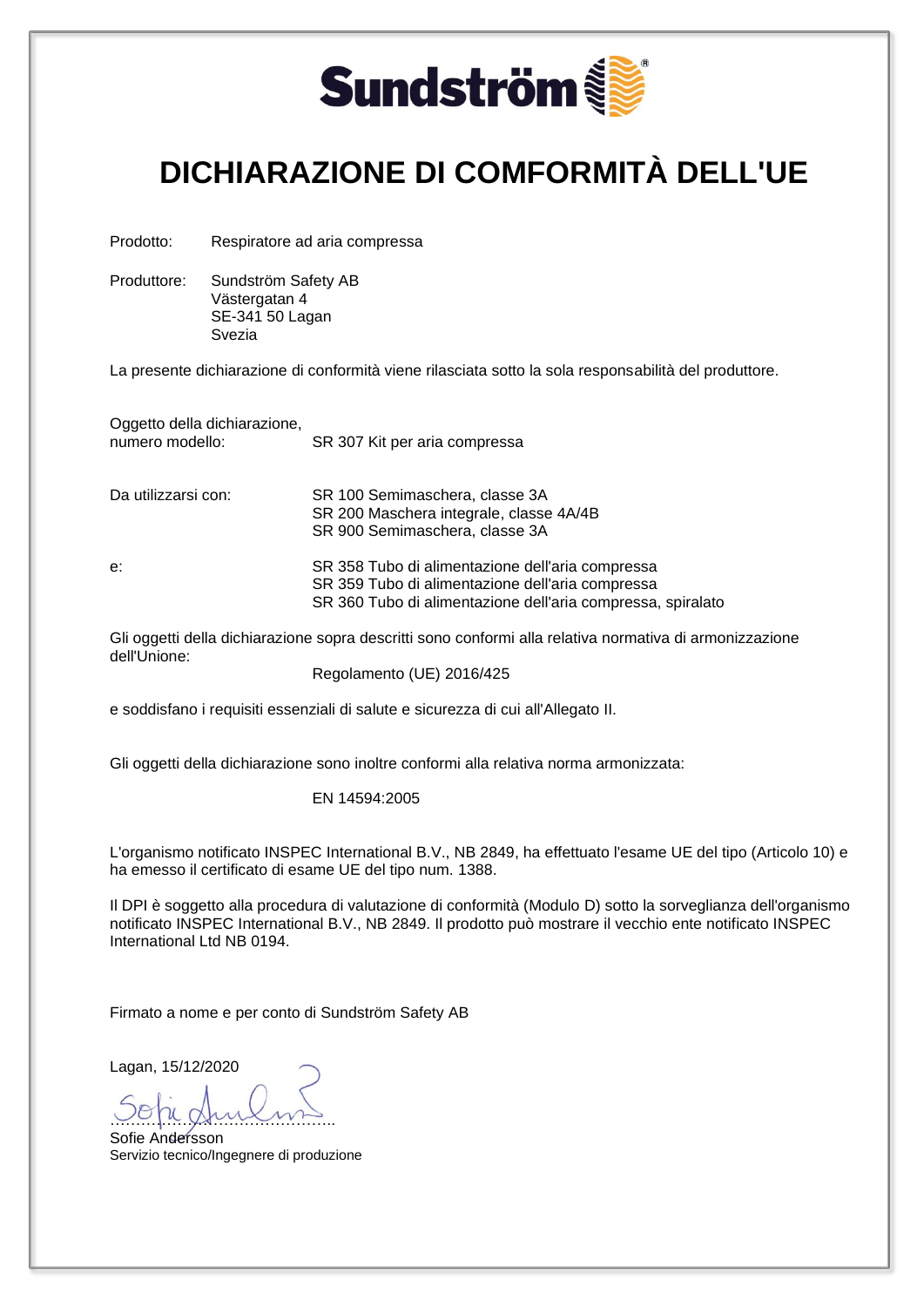Sundström

# DICHIARAZIONE DI CONFORMITÀ DELL'UE

Prodotto: Respiratore ad aria compressa

Produttore: Sundström Safety AB
Västergatan 4
SE-341 50 Lagan
Svezia

La presente dichiarazione di conformità viene rilasciata sotto la sola responsabilità del produttore.

Oggetto della dichiarazione,
numero modello: SR 307 Kit per aria compressa

Da utilizzarsi con:
SR 100 Semimaschera, classe 3A
SR 200 Maschera integrale, classe 4A/4B
SR 900 Semimaschera, classe 3A

e:
SR 358 Tubo di alimentazione dell'aria compressa
SR 359 Tubo di alimentazione dell'aria compressa
SR 360 Tubo di alimentazione dell'aria compressa, spiralato

Gli oggetti della dichiarazione sopra descritti sono conformi alla relativa normativa di armonizzazione dell'Unione:

Regolamento (UE) 2016/425

e soddisfano i requisiti essenziali di salute e sicurezza di cui all'Allegato II.

Gli oggetti della dichiarazione sono inoltre conformi alla relativa norma armonizzata:

EN 14594:2005

L'organismo notificato INSPEC International B.V., NB 2849, ha effettuato l'esame UE del tipo (Articolo 10) e ha emesso il certificato di esame UE del tipo num. 1388.

Il DPI è soggetto alla procedura di valutazione di conformità (Modulo D) sotto la sorveglianza dell'organismo notificato INSPEC International B.V., NB 2849. Il prodotto può mostrare il vecchio ente notificato INSPEC International Ltd NB 0194.

Firmato a nome e per conto di Sundström Safety AB

Lagan, 15/12/2020

……………………………………….
Sofie Andersson
Servizio tecnico/Ingegnere di produzione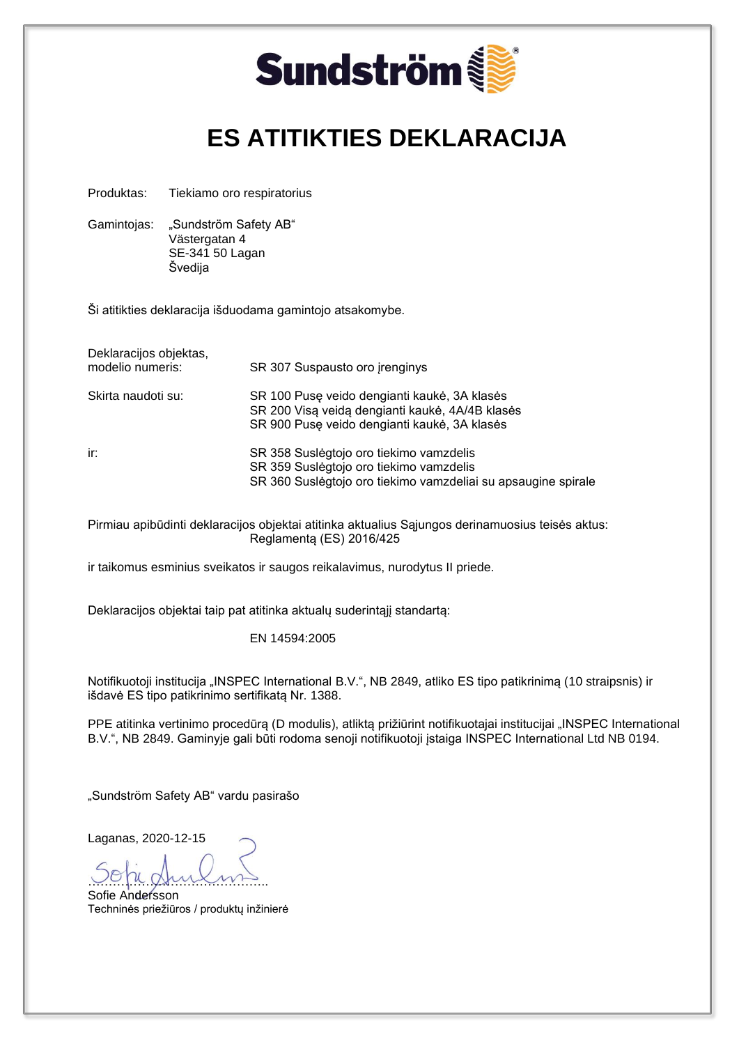Sundström

# ES ATITIKTIES DEKLARACIJA

Produktas: Tiekiamo oro respiratorius

Gamintojas: „Sundström Safety AB“
Västergatan 4
SE-341 50 Lagan
Švedija

Ši atitikties deklaracija išduodama gamintojo atsakomybe.

Deklaracijos objektas, modelio numeris: SR 307 Suspausto oro įrenginys

Skirta naudoti su:
SR 100 Pusę veido dengianti kaukė, 3A klasės
SR 200 Visą veidą dengianti kaukė, 4A/4B klasės
SR 900 Pusę veido dengianti kaukė, 3A klasės

ir:
SR 358 Suslėgtojo oro tiekimo vamzdelis
SR 359 Suslėgtojo oro tiekimo vamzdelis
SR 360 Suslėgtojo oro tiekimo vamzdeliai su apsaugine spirale

Pirmiau apibūdinti deklaracijos objektai atitinka aktualius Sąjungos derinamuosius teisės aktus:
Reglamentą (ES) 2016/425

ir taikomus esminius sveikatos ir saugos reikalavimus, nurodytus II priede.

Deklaracijos objektai taip pat atitinka aktualų suderintąjį standartą:

EN 14594:2005

Notifikuotoji institucija „INSPEC International B.V.“, NB 2849, atliko ES tipo patikrinimą (10 straipsnis) ir išdavė ES tipo patikrinimo sertifikatą Nr. 1388.

PPE atitinka vertinimo procedūrą (D modulis), atliktą prižiūrint notifikuotajai institucijai „INSPEC International B.V.“, NB 2849. Gaminyje gali būti rodoma senoji notifikuotoji įstaiga INSPEC International Ltd NB 0194.

„Sundström Safety AB“ vardu pasirašo

Laganas, 2020-12-15

……………………………………
Sofie Andersson
Techninės priežiūros / produktų inžinierė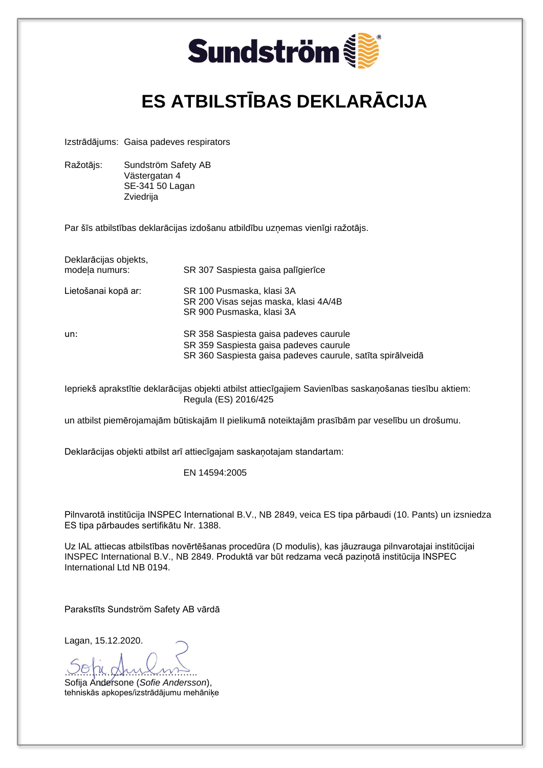# ES ATBILSTĪBAS DEKLARĀCIJA

Izstrādājums: Gaisa padeves respirators

Ražotājs: Sundström Safety AB
Västergatan 4
SE-341 50 Lagan
Zviedrija

Par šīs atbilstības deklarācijas izdošanu atbildību uzņemas vienīgi ražotājs.

Deklarācijas objekts, modeļa numurs: SR 307 Saspiesta gaisa palīgierīce

Lietošanai kopā ar:
SR 100 Pusmaska, klasi 3A
SR 200 Visas sejas maska, klasi 4A/4B
SR 900 Pusmaska, klasi 3A

un:
SR 358 Saspiesta gaisa padeves caurule
SR 359 Saspiesta gaisa padeves caurule
SR 360 Saspiesta gaisa padeves caurule, satīta spirālveidā

Iepriekš aprakstītie deklarācijas objekti atbilst attiecīgajiem Savienības saskaņošanas tiesību aktiem:
Regula (ES) 2016/425

un atbilst piemērojamajām būtiskajām II pielikumā noteiktajām prasībām par veselību un drošumu.

Deklarācijas objekti atbilst arī attiecīgajam saskaņotajam standartam:

EN 14594:2005

Pilnvarotā institūcija INSPEC International B.V., NB 2849, veica ES tipa pārbaudi (10. Pants) un izsniedza ES tipa pārbaudes sertifikātu Nr. 1388.

Uz IAL attiecas atbilstības novērtēšanas procedūra (D modulis), kas jāuzrauga pilnvarotajai institūcijai INSPEC International B.V., NB 2849. Produktā var būt redzama vecā paziņotā institūcija INSPEC International Ltd NB 0194.

Parakstīts Sundström Safety AB vārdā

Lagan, 15.12.2020.

……………………………………..
Sofija Andersone (*Sofie Andersson*),
tehniskās apkopes/izstrādājumu mehāniķe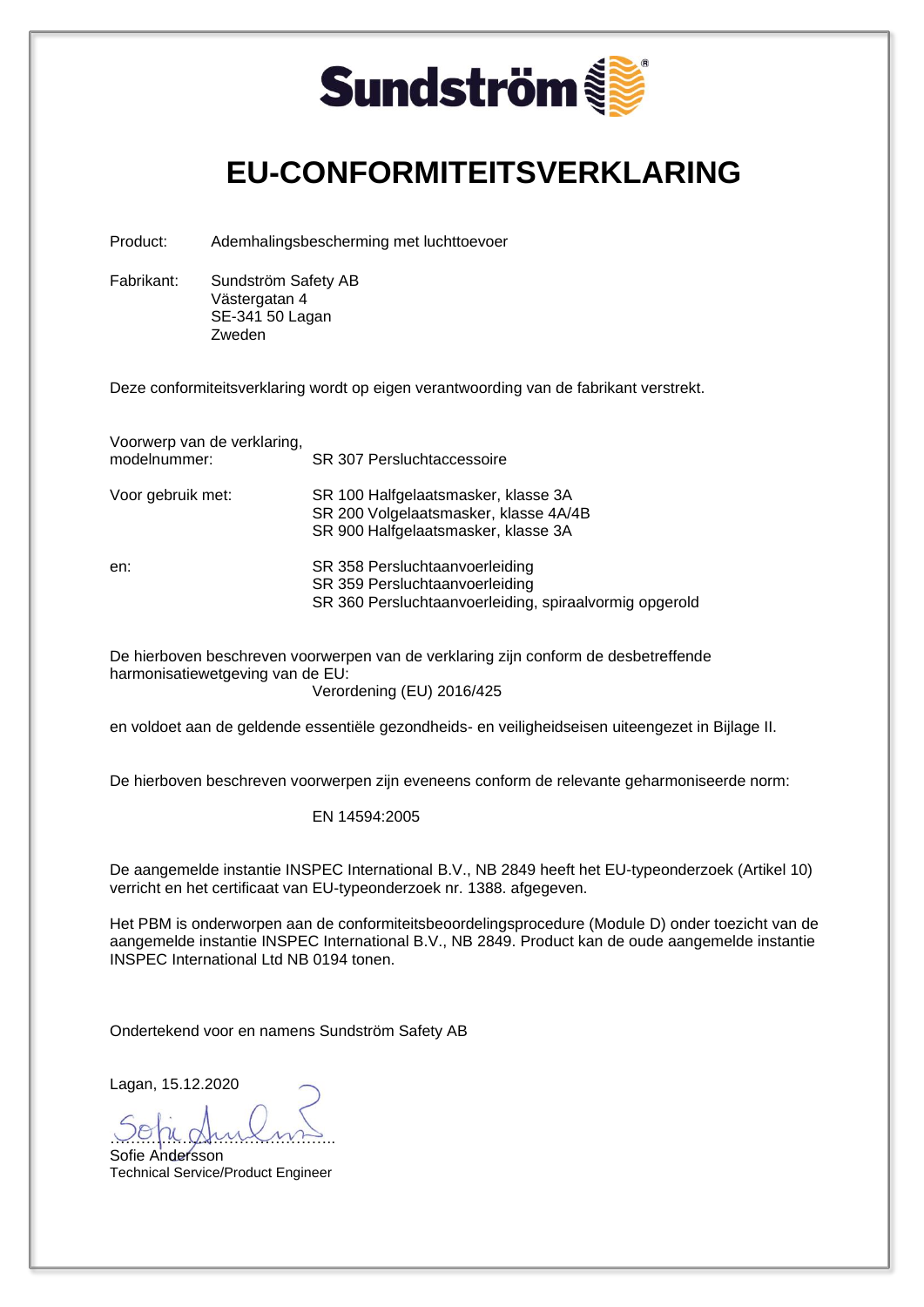Sundström

# EU-CONFORMITEITSVERKLARING

Product: Ademhalingsbescherming met luchttoevoer

Fabrikant: Sundström Safety AB
Västergatan 4
SE-341 50 Lagan
Zweden

Deze conformiteitsverklaring wordt op eigen verantwoording van de fabrikant verstrekt.

| | |
|---|---|
| Voorwerp van de verklaring, modelnummer: | SR 307 Persluchtaccessoire |
| Voor gebruik met: | SR 100 Halfgelaatsmasker, klasse 3A<br>SR 200 Volgelaatsmasker, klasse 4A/4B<br>SR 900 Halfgelaatsmasker, klasse 3A |
| en: | SR 358 Persluchtaanvoerleiding<br>SR 359 Persluchtaanvoerleiding<br>SR 360 Persluchtaanvoerleiding, spiraalvormig opgerold |

De hierboven beschreven voorwerpen van de verklaring zijn conform de desbetreffende harmonisatiewetgeving van de EU:

Verordening (EU) 2016/425

en voldoet aan de geldende essentiële gezondheids- en veiligheidseisen uiteengezet in Bijlage II.

De hierboven beschreven voorwerpen zijn eveneens conform de relevante geharmoniseerde norm:

EN 14594:2005

De aangemelde instantie INSPEC International B.V., NB 2849 heeft het EU-typeonderzoek (Artikel 10) verricht en het certificaat van EU-typeonderzoek nr. 1388. afgegeven.

Het PBM is onderworpen aan de conformiteitsbeoordelingsprocedure (Module D) onder toezicht van de aangemelde instantie INSPEC International B.V., NB 2849. Product kan de oude aangemelde instantie INSPEC International Ltd NB 0194 tonen.

Ondertekend voor en namens Sundström Safety AB

Lagan, 15.12.2020

……………………………………

Sofie Andersson
Technical Service/Product Engineer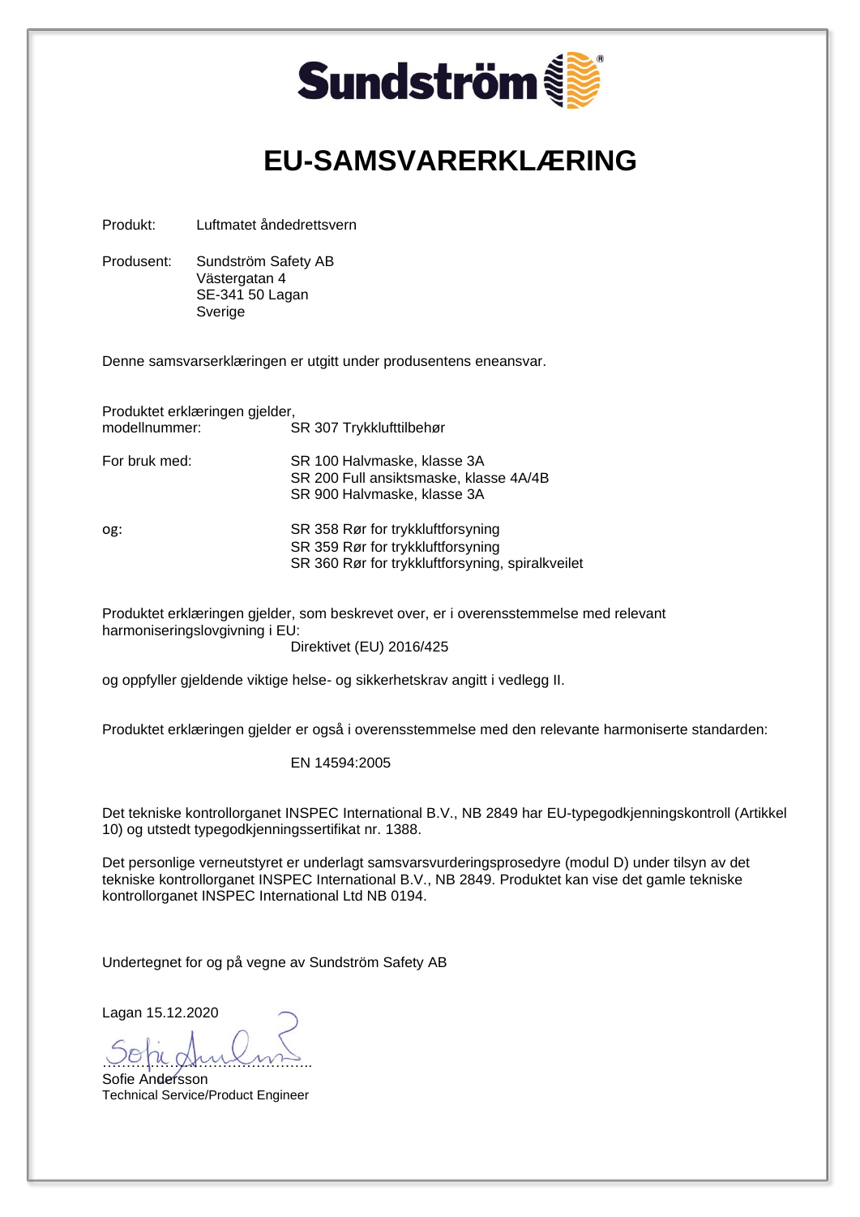Sundström®

# EU-SAMSVARERKLÆRING

Produkt: Luftmatet åndedrettsvern

Produsent: Sundström Safety AB
Västergatan 4
SE-341 50 Lagan
Sverige

Denne samsvarserklæringen er utgitt under produsentens eneansvar.

Produktet erklæringen gjelder, modellnummer: SR 307 Trykklufttilbehør

For bruk med:
SR 100 Halvmaske, klasse 3A
SR 200 Full ansiktsmaske, klasse 4A/4B
SR 900 Halvmaske, klasse 3A

og:
SR 358 Rør for trykkluftforsyning
SR 359 Rør for trykkluftforsyning
SR 360 Rør for trykkluftforsyning, spiralkveilet

Produktet erklæringen gjelder, som beskrevet over, er i overensstemmelse med relevant harmoniseringslovgivning i EU:
Direktivet (EU) 2016/425

og oppfyller gjeldende viktige helse- og sikkerhetskrav angitt i vedlegg II.

Produktet erklæringen gjelder er også i overensstemmelse med den relevante harmoniserte standarden:

EN 14594:2005

Det tekniske kontrollorganet INSPEC International B.V., NB 2849 har EU-typegodkjenningskontroll (Artikkel 10) og utstedt typegodkjenningssertifikat nr. 1388.

Det personlige verneutstyret er underlagt samsvarsvurderingsprosedyre (modul D) under tilsyn av det tekniske kontrollorganet INSPEC International B.V., NB 2849. Produktet kan vise det gamle tekniske kontrollorganet INSPEC International Ltd NB 0194.

Undertegnet for og på vegne av Sundström Safety AB

Lagan 15.12.2020

……………………………………..
Sofie Andersson
Technical Service/Product Engineer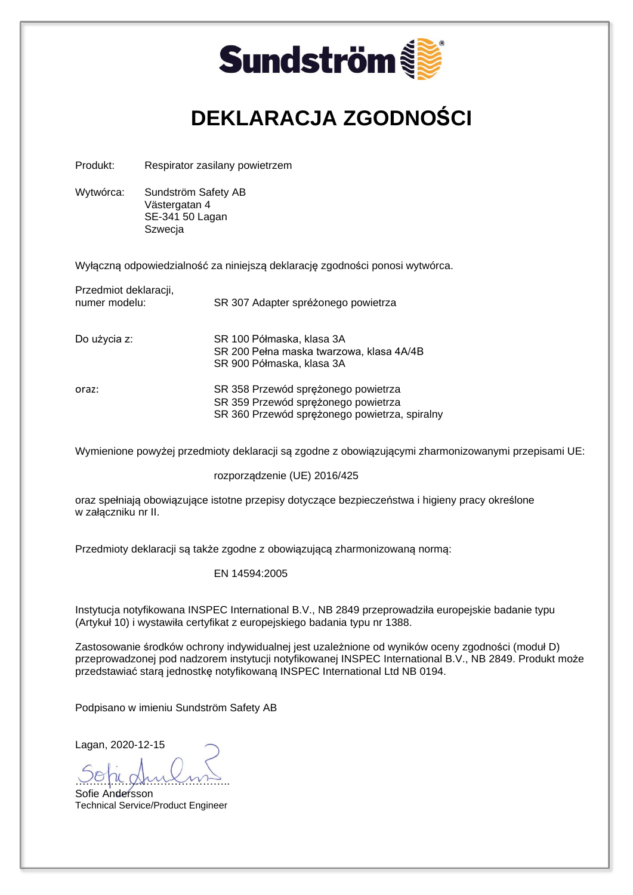Sundström

# DEKLARACJA ZGODNOŚCI

Produkt: Respirator zasilany powietrzem

Wytwórca: Sundström Safety AB
Västergatan 4
SE-341 50 Lagan
Szwecja

Wyłączną odpowiedzialność za niniejszą deklarację zgodności ponosi wytwórca.

Przedmiot deklaracji, numer modelu: SR 307 Adapter sprężonego powietrza

Do użycia z:
SR 100 Półmaska, klasa 3A
SR 200 Pełna maska twarzowa, klasa 4A/4B
SR 900 Półmaska, klasa 3A

oraz:
SR 358 Przewód sprężonego powietrza
SR 359 Przewód sprężonego powietrza
SR 360 Przewód sprężonego powietrza, spiralny

Wymienione powyżej przedmioty deklaracji są zgodne z obowiązującymi zharmonizowanymi przepisami UE:

rozporządzenie (UE) 2016/425

oraz spełniają obowiązujące istotne przepisy dotyczące bezpieczeństwa i higieny pracy określone w załączniku nr II.

Przedmioty deklaracji są także zgodne z obowiązującą zharmonizowaną normą:

EN 14594:2005

Instytucja notyfikowana INSPEC International B.V., NB 2849 przeprowadziła europejskie badanie typu (Artykuł 10) i wystawiła certyfikat z europejskiego badania typu nr 1388.

Zastosowanie środków ochrony indywidualnej jest uzależnione od wyników oceny zgodności (moduł D) przeprowadzonej pod nadzorem instytucji notyfikowanej INSPEC International B.V., NB 2849. Produkt może przedstawiać starą jednostkę notyfikowaną INSPEC International Ltd NB 0194.

Podpisano w imieniu Sundström Safety AB

Lagan, 2020-12-15

……………………………………

Sofie Andersson
Technical Service/Product Engineer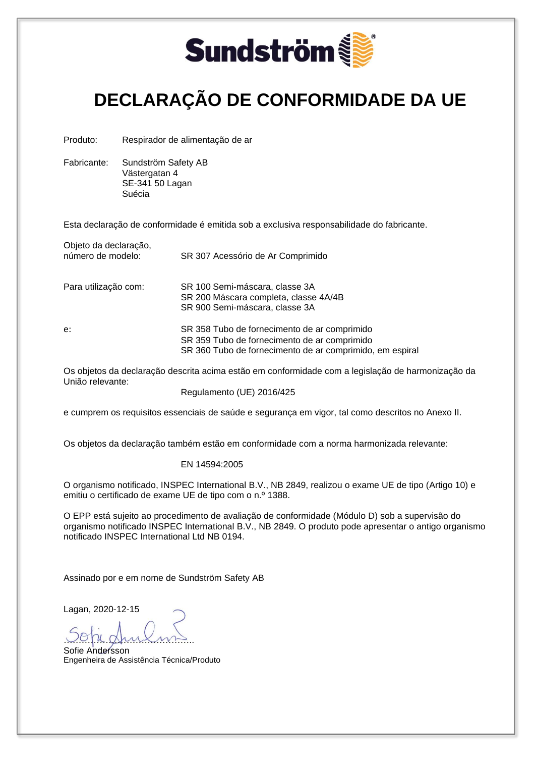Sundström

# DECLARAÇÃO DE CONFORMIDADE DA UE

Produto: Respirador de alimentação de ar

Fabricante: Sundström Safety AB
Västergatan 4
SE-341 50 Lagan
Suécia

Esta declaração de conformidade é emitida sob a exclusiva responsabilidade do fabricante.

Objeto da declaração, número de modelo: SR 307 Acessório de Ar Comprimido

Para utilização com:
SR 100 Semi-máscara, classe 3A
SR 200 Máscara completa, classe 4A/4B
SR 900 Semi-máscara, classe 3A

e:
SR 358 Tubo de fornecimento de ar comprimido
SR 359 Tubo de fornecimento de ar comprimido
SR 360 Tubo de fornecimento de ar comprimido, em espiral

Os objetos da declaração descrita acima estão em conformidade com a legislação de harmonização da União relevante:

Regulamento (UE) 2016/425

e cumprem os requisitos essenciais de saúde e segurança em vigor, tal como descritos no Anexo II.

Os objetos da declaração também estão em conformidade com a norma harmonizada relevante:

EN 14594:2005

O organismo notificado, INSPEC International B.V., NB 2849, realizou o exame UE de tipo (Artigo 10) e emitiu o certificado de exame UE de tipo com o n.º 1388.

O EPP está sujeito ao procedimento de avaliação de conformidade (Módulo D) sob a supervisão do organismo notificado INSPEC International B.V., NB 2849. O produto pode apresentar o antigo organismo notificado INSPEC International Ltd NB 0194.

Assinado por e em nome de Sundström Safety AB

Lagan, 2020-12-15

……………………………………..
Sofie Andersson
Engenheira de Assistência Técnica/Produto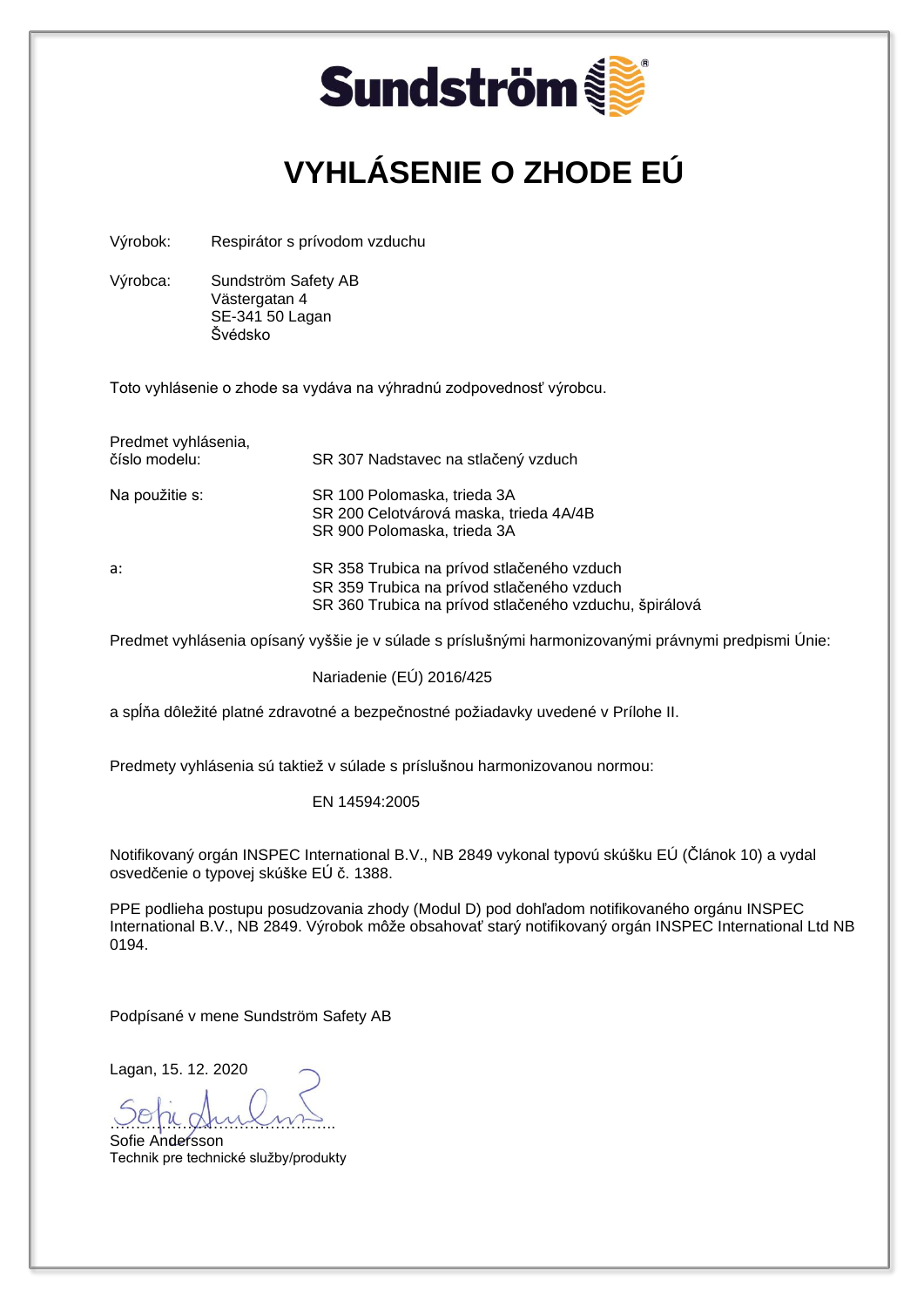Sundström

# VYHLÁSENIE O ZHODE EÚ

Výrobok: Respirátor s prívodom vzduchu

Výrobca: Sundström Safety AB
Västergatan 4
SE-341 50 Lagan
Švédsko

Toto vyhlásenie o zhode sa vydáva na výhradnú zodpovednosť výrobcu.

Predmet vyhlásenia,
číslo modelu: SR 307 Nadstavec na stlačený vzduch

Na použitie s: SR 100 Polomaska, trieda 3A
SR 200 Celotvárová maska, trieda 4A/4B
SR 900 Polomaska, trieda 3A

a: SR 358 Trubica na prívod stlačeného vzduch
SR 359 Trubica na prívod stlačeného vzduch
SR 360 Trubica na prívod stlačeného vzduchu, špirálová

Predmet vyhlásenia opísaný vyššie je v súlade s príslušnými harmonizovanými právnymi predpismi Únie:

Nariadenie (EÚ) 2016/425

a spĺňa dôležité platné zdravotné a bezpečnostné požiadavky uvedené v Prílohe II.

Predmety vyhlásenia sú taktiež v súlade s príslušnou harmonizovanou normou:

EN 14594:2005

Notifikovaný orgán INSPEC International B.V., NB 2849 vykonal typovú skúšku EÚ (Článok 10) a vydal osvedčenie o typovej skúške EÚ č. 1388.

PPE podlieha postupu posudzovania zhody (Modul D) pod dohľadom notifikovaného orgánu INSPEC International B.V., NB 2849. Výrobok môže obsahovať starý notifikovaný orgán INSPEC International Ltd NB 0194.

Podpísané v mene Sundström Safety AB

Lagan, 15. 12. 2020

……………………………………..
Sofie Andersson
Technik pre technické služby/produkty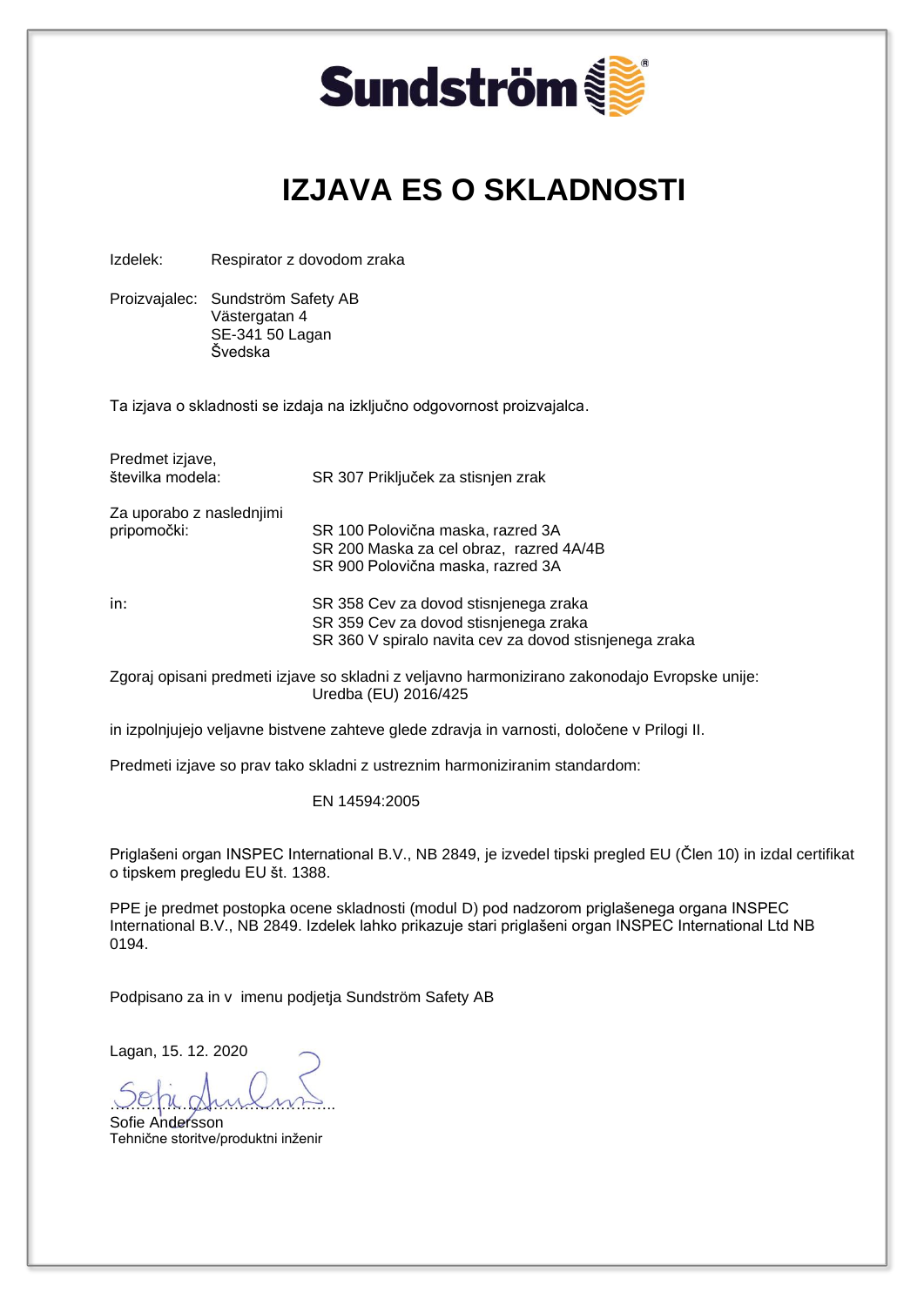Sundström

# IZJAVA ES O SKLADNOSTI

Izdelek: Respirator z dovodom zraka

Proizvajalec: Sundström Safety AB
Västergatan 4
SE-341 50 Lagan
Švedska

Ta izjava o skladnosti se izdaja na izključno odgovornost proizvajalca.

Predmet izjave, številka modela: SR 307 Priključek za stisnjen zrak

Za uporabo z naslednjimi pripomočki:
SR 100 Polovična maska, razred 3A
SR 200 Maska za cel obraz, razred 4A/4B
SR 900 Polovična maska, razred 3A

in:
SR 358 Cev za dovod stisnjenega zraka
SR 359 Cev za dovod stisnjenega zraka
SR 360 V spiralo navita cev za dovod stisnjenega zraka

Zgoraj opisani predmeti izjave so skladni z veljavno harmonizirano zakonodajo Evropske unije:
Uredba (EU) 2016/425

in izpolnjujejo veljavne bistvene zahteve glede zdravja in varnosti, določene v Prilogi II.

Predmeti izjave so prav tako skladni z ustreznim harmoniziranim standardom:

EN 14594:2005

Priglašeni organ INSPEC International B.V., NB 2849, je izvedel tipski pregled EU (Člen 10) in izdal certifikat o tipskem pregledu EU št. 1388.

PPE je predmet postopka ocene skladnosti (modul D) pod nadzorom priglašenega organa INSPEC International B.V., NB 2849. Izdelek lahko prikazuje stari priglašeni organ INSPEC International Ltd NB 0194.

Podpisano za in v imenu podjetja Sundström Safety AB

Lagan, 15. 12. 2020

……………………………………..
Sofie Andersson
Tehnične storitve/produktni inženir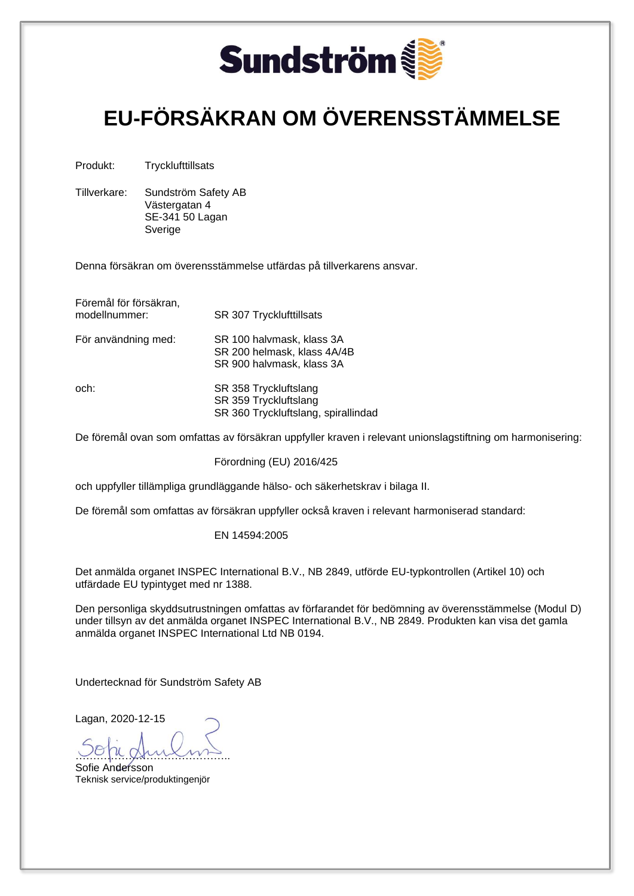Sundström

# EU-FÖRSÄKRAN OM ÖVERENSSTÄMMELSE

Produkt: Tryckluftttillsats

Tillverkare: Sundström Safety AB
Västergatan 4
SE-341 50 Lagan
Sverige

Denna försäkran om överensstämmelse utfärdas på tillverkarens ansvar.

| | |
|---|---|
| Föremål för försäkran, modellnummer: | SR 307 Tryckluftttillsats |
| För användning med: | SR 100 halvmask, klass 3A<br>SR 200 helmask, klass 4A/4B<br>SR 900 halvmask, klass 3A |
| och: | SR 358 Tryckluftslang<br>SR 359 Tryckluftslang<br>SR 360 Tryckluftslang, spirallindad |

De föremål ovan som omfattas av försäkran uppfyller kraven i relevant unionslagstiftning om harmonisering:

Förordning (EU) 2016/425

och uppfyller tillämpliga grundläggande hälso- och säkerhetskrav i bilaga II.

De föremål som omfattas av försäkran uppfyller också kraven i relevant harmoniserad standard:

EN 14594:2005

Det anmälda organet INSPEC International B.V., NB 2849, utförde EU-typkontrollen (Artikel 10) och utfärdade EU typintyget med nr 1388.

Den personliga skyddsutrustningen omfattas av förfarandet för bedömning av överensstämmelse (Modul D) under tillsyn av det anmälda organet INSPEC International B.V., NB 2849. Produkten kan visa det gamla anmälda organet INSPEC International Ltd NB 0194.

Undertecknad för Sundström Safety AB

Lagan, 2020-12-15

........................................

Sofie Andersson
Teknisk service/produktingenjör